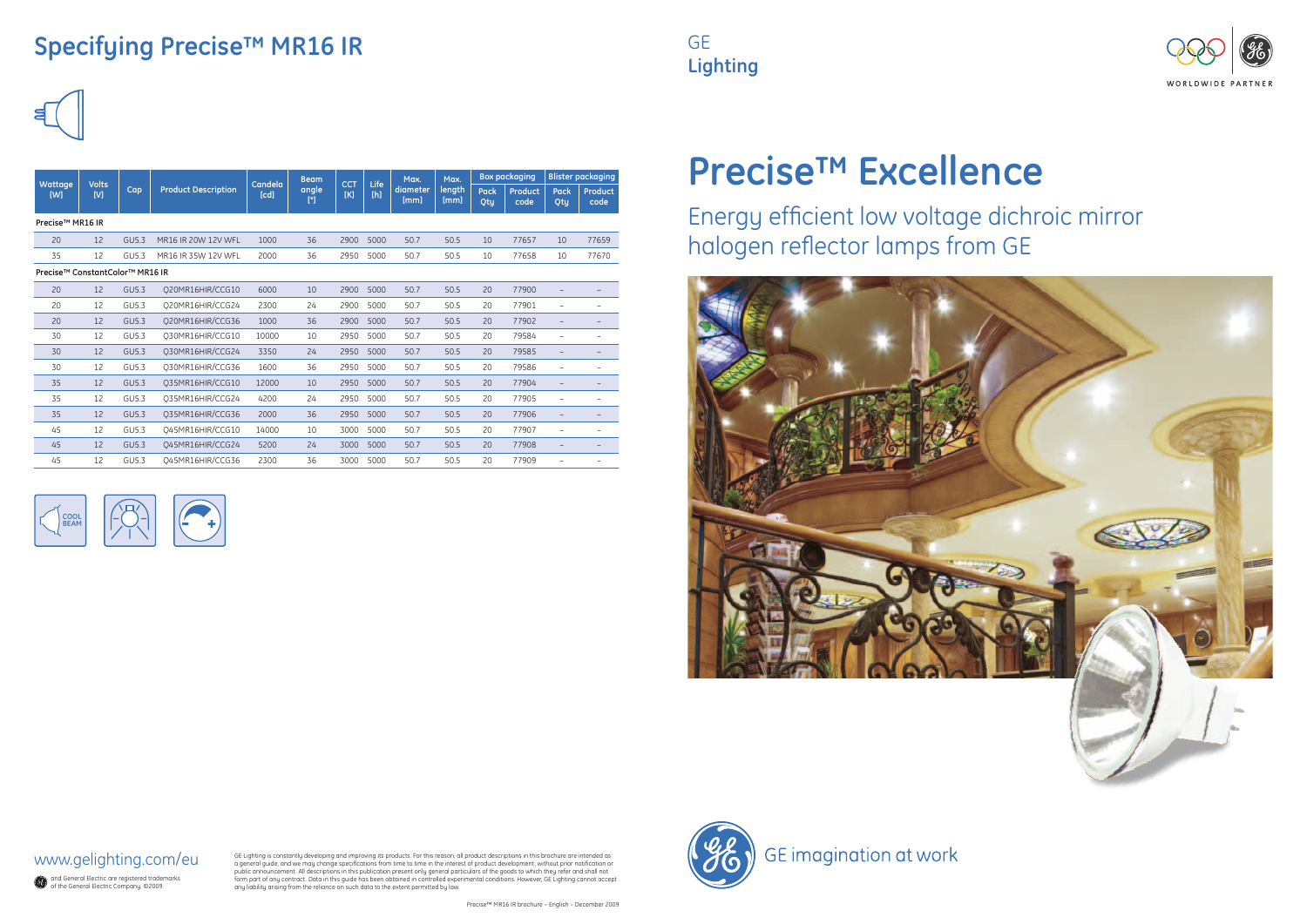## Specifying Precise™ MR16 IR

| Wattage [W] | Volts [V] | Cap | Product Description | Candela [cd] | Beam angle [°] | CCT [K] | Life [h] | Max. diameter [mm] | Max. length [mm] | Box packaging | | Blister packaging | |
|---|---|---|---|---|---|---|---|---|---|---|---|---|---|
| | | | | | | | | | | Pack Qty | Product code | Pack Qty | Product code |
| **Precise™ MR16 IR** | | | | | | | | | | | | | |
| 20 | 12 | GU5.3 | MR16 IR 20W 12V WFL | 1000 | 36 | 2900 | 5000 | 50.7 | 50.5 | 10 | 77657 | 10 | 77659 |
| 35 | 12 | GU5.3 | MR16 IR 35W 12V WFL | 2000 | 36 | 2950 | 5000 | 50.7 | 50.5 | 10 | 77658 | 10 | 77670 |
| **Precise™ ConstantColor™ MR16 IR** | | | | | | | | | | | | | |
| 20 | 12 | GU5.3 | Q20MR16HIR/CCG10 | 6000 | 10 | 2900 | 5000 | 50.7 | 50.5 | 20 | 77900 | – | – |
| 20 | 12 | GU5.3 | Q20MR16HIR/CCG24 | 2300 | 24 | 2900 | 5000 | 50.7 | 50.5 | 20 | 77901 | – | – |
| 20 | 12 | GU5.3 | Q20MR16HIR/CCG36 | 1000 | 36 | 2900 | 5000 | 50.7 | 50.5 | 20 | 77902 | – | – |
| 30 | 12 | GU5.3 | Q30MR16HIR/CCG10 | 10000 | 10 | 2950 | 5000 | 50.7 | 50.5 | 20 | 79584 | – | – |
| 30 | 12 | GU5.3 | Q30MR16HIR/CCG24 | 3350 | 24 | 2950 | 5000 | 50.7 | 50.5 | 20 | 79585 | – | – |
| 30 | 12 | GU5.3 | Q30MR16HIR/CCG36 | 1600 | 36 | 2950 | 5000 | 50.7 | 50.5 | 20 | 79586 | – | – |
| 35 | 12 | GU5.3 | Q35MR16HIR/CCG10 | 12000 | 10 | 2950 | 5000 | 50.7 | 50.5 | 20 | 77904 | – | – |
| 35 | 12 | GU5.3 | Q35MR16HIR/CCG24 | 4200 | 24 | 2950 | 5000 | 50.7 | 50.5 | 20 | 77905 | – | – |
| 35 | 12 | GU5.3 | Q35MR16HIR/CCG36 | 2000 | 36 | 2950 | 5000 | 50.7 | 50.5 | 20 | 77906 | – | – |
| 45 | 12 | GU5.3 | Q45MR16HIR/CCG10 | 14000 | 10 | 3000 | 5000 | 50.7 | 50.5 | 20 | 77907 | – | – |
| 45 | 12 | GU5.3 | Q45MR16HIR/CCG24 | 5200 | 24 | 3000 | 5000 | 50.7 | 50.5 | 20 | 77908 | – | – |
| 45 | 12 | GU5.3 | Q45MR16HIR/CCG36 | 2300 | 36 | 3000 | 5000 | 50.7 | 50.5 | 20 | 77909 | – | – |

COOL BEAM

www.gelighting.com/eu

and General Electric are registered trademarks of the General Electric Company. ©2009

GE Lighting is constantly developing and improving its products. For this reason, all product descriptions in this brochure are intended as a general guide, and we may change specifications from time to time in the interest of product development, without prior notification or public announcement. All descriptions in this publication present only general particulars of the goods to which they refer and shall not form part of any contract. Data in this guide has been obtained in controlled experimental conditions. However, GE Lighting cannot accept any liability arising from the reliance on such data to the extent permitted by law.

Precise™ MR16 IR brochure – English – December 2009

GE
**Lighting**

WORLDWIDE PARTNER

# Precise™ Excellence

## Energy efficient low voltage dichroic mirror halogen reflector lamps from GE

GE imagination at work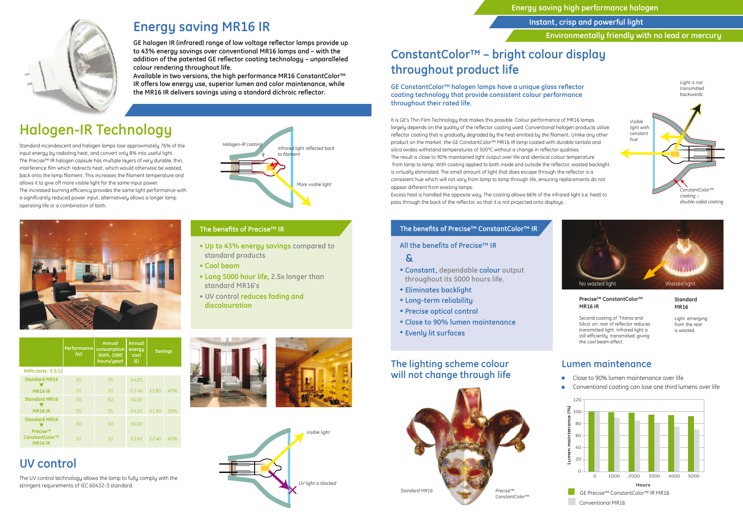Energy saving high performance halogen

Instant, crisp and powerful light

Environmentally friendly with no lead or mercury

# Energy saving MR16 IR

**GE halogen IR (infrared) range of low voltage reflector lamps provide up to 43% energy savings over conventional MR16 lamps and – with the addition of the patented GE reflector coating technology – unparalleled colour rendering throughout life.**
**Available in two versions, the high performance MR16 ConstantColor™ IR offers low energy use, superior lumen and color maintenance, while the MR16 IR delivers savings using a standard dichroic reflector.**

# Halogen-IR Technology

Standard incandescent and halogen lamps lose approximately 76% of the input energy by radiating heat, and convert only 8% into useful light.
The Precise™ IR halogen capsule has multiple layers of very durable, thin, interference film which redirects heat, which would otherwise be wasted, back onto the lamp filament. This increases the filament temperature and allows it to give off more visible light for the same input power.
The increased burning efficiency provides the same light performance with a significantly reduced power input, alternatively allows a longer lamp operating life or a combination of both.

*Halogen-IR coating*
*Infrared light reflected back to filament*
*More visible light*

## The benefits of Precise™ IR

- Up to 43% energy savings compared to standard products
- Cool beam
- Long 5000 hour life, 2.5x longer than standard MR16's
- UV control reduces fading and discolouration

| | Performance (W) | Annual consumption (kWh, 1000 hours/year) | Annual energy cost (£) | Savings | |
|---|---|---|---|---|---|
| kWh costs: £ 0.12 | | | | | |
| Standard MR16 ▼ | 35 | 35 | £4.20 | | |
| MR16 IR | 20 | 20 | £ 2.40 | £1.80 | 43% |
| Standard MR16 ▼ | 50 | 50 | £6.00 | | |
| MR16 IR | 35 | 35 | £4.20 | £1.80 | 30% |
| Standard MR16 ▼ | 50 | 50 | £6.00 | | |
| Precise™ ConstantColor™ MR16 IR | 30 | 30 | £3.60 | £2.40 | 40% |

# UV control

The UV control technology allows the lamp to fully comply with the stringent requirements of IEC 60432-3 standard.

*Visible light*
*UV light is blocked*

# ConstantColor™ – bright colour display throughout product life

**GE ConstantColor™ halogen lamps have a unique glass reflector coating technology that provide consistent colour performance throughout their rated life.**

It is GE's Thin Film Technology that makes this possible. Colour performance of MR16 lamps largely depends on the quality of the reflector coating used. Conventional halogen products utilize reflector coating that is gradually degraded by the heat emitted by the filament. Unlike any other product on the market, the GE ConstantColor™ MR16 IR lamp coated with durable tantala and silica oxides withstand temperatures of 500°C without a change in reflector qualities.
The result is close to 90% maintained light output over life and identical colour temperature from lamp to lamp. With coating applied to both inside and outside the reflector, wasted backlight is virtually eliminated. The small amount of light that does escape through the reflector is a consistent hue which will not vary from lamp to lamp through life, ensuring replacements do not appear different from existing lamps.
Excess heat is handled the opposite way. The coating allows 66% of the infrared light (i.e. heat) to pass through the back of the reflector, so that it is not projected onto displays.

*Light is not transmitted backwards*
*Visible light with constant hue*
*ConstantColor™ coating – double-sided coating*

## The benefits of Precise™ ConstantColor™ IR

All the benefits of Precise™ IR

&

- Constant, dependable colour output throughout its 5000 hours life.
- Eliminates backlight
- Long-term reliability
- Precise optical control
- Close to 90% lumen maintenance
- Evenly lit surfaces

No wasted light — Wasted light

**Precise™ ConstantColor™ MR16 IR**

Second coating of 'Titania and Silica' on rear of reflector reduces transmitted light. Infrared light is still efficiently transmitted, giving the cool beam effect.

**Standard MR16**

Light emerging from the rear is wasted.

# The lighting scheme colour will not change through life

*Standard MR16* — *Precise™ ConstantColor™*

# Lumen maintenance

- Close to 90% lumen maintenance over life
- Conventional coating can lose one third lumens over life

Lumen maintenance (%)
120
100
80
60
40
20
0
0 1000 2000 3000 4000 5000
Hours
GE Precise™ ConstantColor™ IR MR16
Conventional MR16